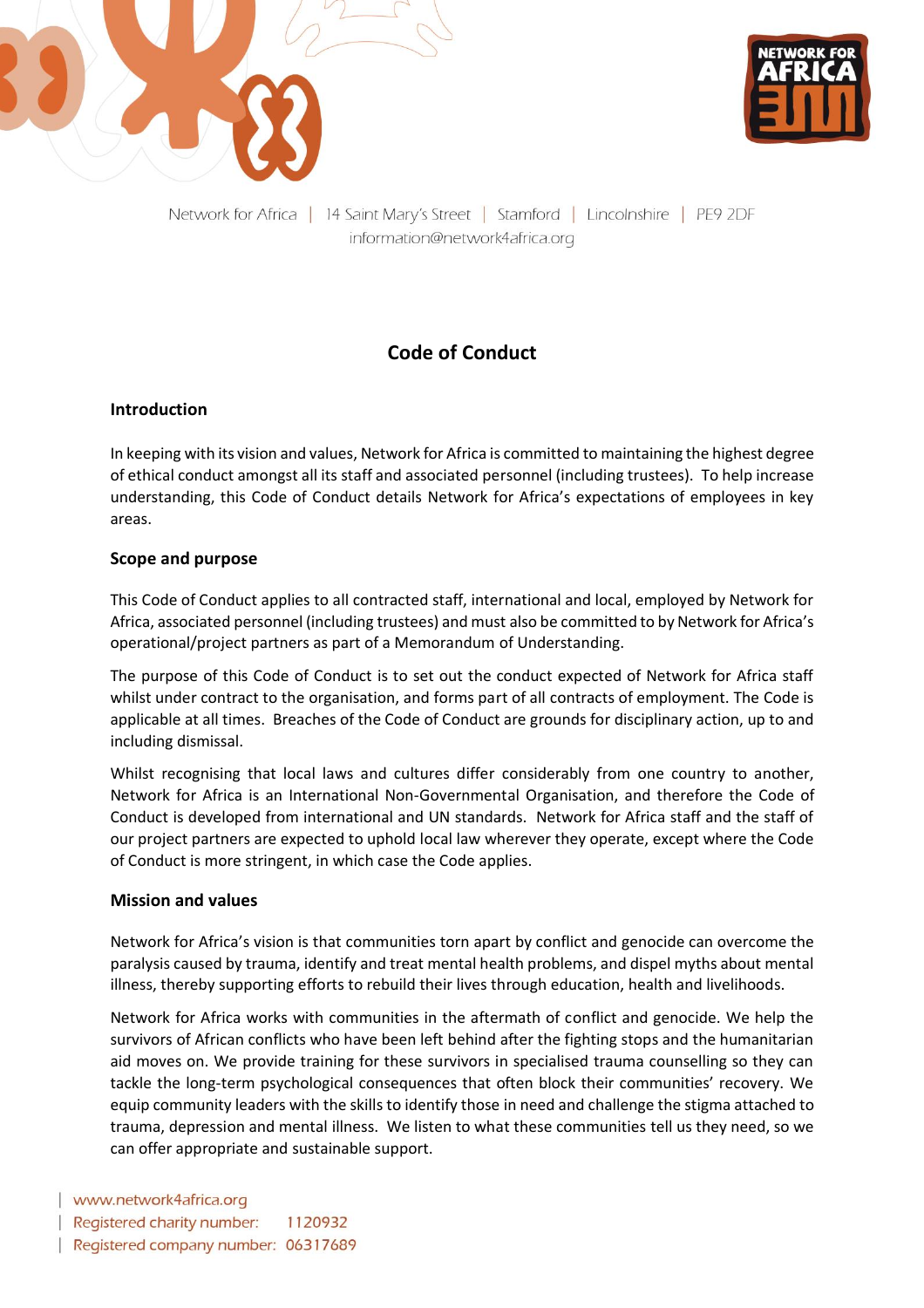Network for Africa | 14 Saint Mary's Street | Stamford | Lincolnshire | PE9 2DF
information@network4africa.org

# Code of Conduct

## Introduction

In keeping with its vision and values, Network for Africa is committed to maintaining the highest degree of ethical conduct amongst all its staff and associated personnel (including trustees). To help increase understanding, this Code of Conduct details Network for Africa's expectations of employees in key areas.

## Scope and purpose

This Code of Conduct applies to all contracted staff, international and local, employed by Network for Africa, associated personnel (including trustees) and must also be committed to by Network for Africa's operational/project partners as part of a Memorandum of Understanding.

The purpose of this Code of Conduct is to set out the conduct expected of Network for Africa staff whilst under contract to the organisation, and forms part of all contracts of employment. The Code is applicable at all times. Breaches of the Code of Conduct are grounds for disciplinary action, up to and including dismissal.

Whilst recognising that local laws and cultures differ considerably from one country to another, Network for Africa is an International Non-Governmental Organisation, and therefore the Code of Conduct is developed from international and UN standards. Network for Africa staff and the staff of our project partners are expected to uphold local law wherever they operate, except where the Code of Conduct is more stringent, in which case the Code applies.

## Mission and values

Network for Africa's vision is that communities torn apart by conflict and genocide can overcome the paralysis caused by trauma, identify and treat mental health problems, and dispel myths about mental illness, thereby supporting efforts to rebuild their lives through education, health and livelihoods.

Network for Africa works with communities in the aftermath of conflict and genocide. We help the survivors of African conflicts who have been left behind after the fighting stops and the humanitarian aid moves on. We provide training for these survivors in specialised trauma counselling so they can tackle the long-term psychological consequences that often block their communities' recovery. We equip community leaders with the skills to identify those in need and challenge the stigma attached to trauma, depression and mental illness. We listen to what these communities tell us they need, so we can offer appropriate and sustainable support.

www.network4africa.org
Registered charity number: 1120932
Registered company number: 06317689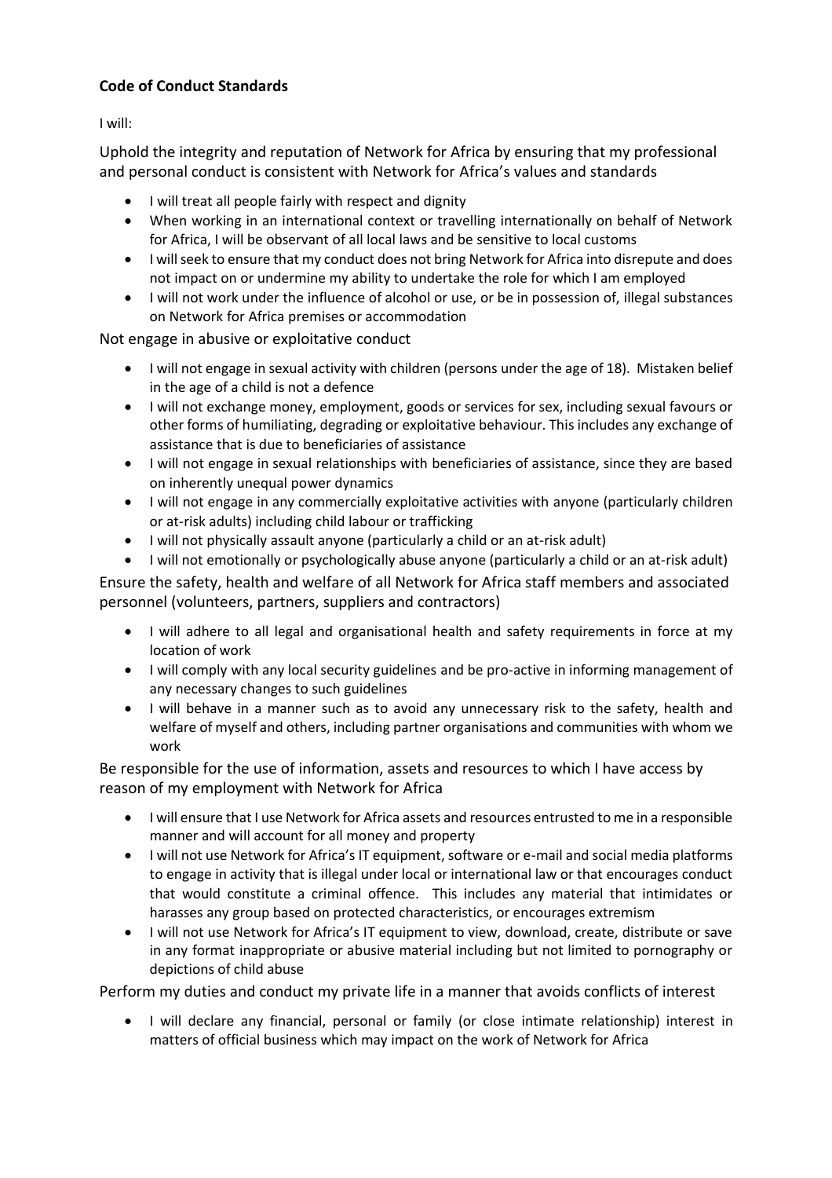**Code of Conduct Standards**

I will:

Uphold the integrity and reputation of Network for Africa by ensuring that my professional and personal conduct is consistent with Network for Africa's values and standards

- I will treat all people fairly with respect and dignity
- When working in an international context or travelling internationally on behalf of Network for Africa, I will be observant of all local laws and be sensitive to local customs
- I will seek to ensure that my conduct does not bring Network for Africa into disrepute and does not impact on or undermine my ability to undertake the role for which I am employed
- I will not work under the influence of alcohol or use, or be in possession of, illegal substances on Network for Africa premises or accommodation

Not engage in abusive or exploitative conduct

- I will not engage in sexual activity with children (persons under the age of 18). Mistaken belief in the age of a child is not a defence
- I will not exchange money, employment, goods or services for sex, including sexual favours or other forms of humiliating, degrading or exploitative behaviour. This includes any exchange of assistance that is due to beneficiaries of assistance
- I will not engage in sexual relationships with beneficiaries of assistance, since they are based on inherently unequal power dynamics
- I will not engage in any commercially exploitative activities with anyone (particularly children or at-risk adults) including child labour or trafficking
- I will not physically assault anyone (particularly a child or an at-risk adult)
- I will not emotionally or psychologically abuse anyone (particularly a child or an at-risk adult)

Ensure the safety, health and welfare of all Network for Africa staff members and associated personnel (volunteers, partners, suppliers and contractors)

- I will adhere to all legal and organisational health and safety requirements in force at my location of work
- I will comply with any local security guidelines and be pro-active in informing management of any necessary changes to such guidelines
- I will behave in a manner such as to avoid any unnecessary risk to the safety, health and welfare of myself and others, including partner organisations and communities with whom we work

Be responsible for the use of information, assets and resources to which I have access by reason of my employment with Network for Africa

- I will ensure that I use Network for Africa assets and resources entrusted to me in a responsible manner and will account for all money and property
- I will not use Network for Africa's IT equipment, software or e-mail and social media platforms to engage in activity that is illegal under local or international law or that encourages conduct that would constitute a criminal offence. This includes any material that intimidates or harasses any group based on protected characteristics, or encourages extremism
- I will not use Network for Africa's IT equipment to view, download, create, distribute or save in any format inappropriate or abusive material including but not limited to pornography or depictions of child abuse

Perform my duties and conduct my private life in a manner that avoids conflicts of interest

- I will declare any financial, personal or family (or close intimate relationship) interest in matters of official business which may impact on the work of Network for Africa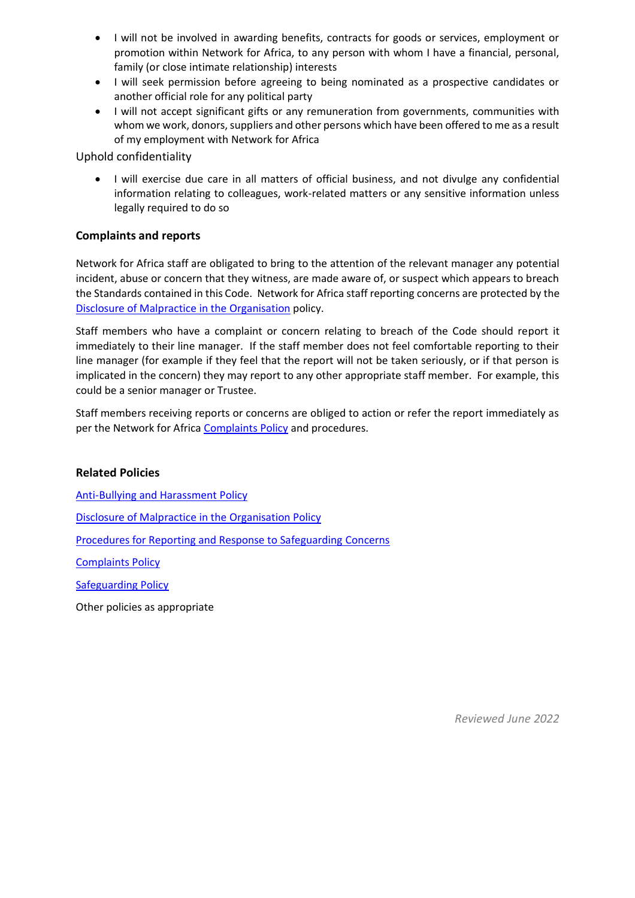- I will not be involved in awarding benefits, contracts for goods or services, employment or promotion within Network for Africa, to any person with whom I have a financial, personal, family (or close intimate relationship) interests
- I will seek permission before agreeing to being nominated as a prospective candidates or another official role for any political party
- I will not accept significant gifts or any remuneration from governments, communities with whom we work, donors, suppliers and other persons which have been offered to me as a result of my employment with Network for Africa

Uphold confidentiality

- I will exercise due care in all matters of official business, and not divulge any confidential information relating to colleagues, work-related matters or any sensitive information unless legally required to do so

**Complaints and reports**

Network for Africa staff are obligated to bring to the attention of the relevant manager any potential incident, abuse or concern that they witness, are made aware of, or suspect which appears to breach the Standards contained in this Code. Network for Africa staff reporting concerns are protected by the Disclosure of Malpractice in the Organisation policy.

Staff members who have a complaint or concern relating to breach of the Code should report it immediately to their line manager. If the staff member does not feel comfortable reporting to their line manager (for example if they feel that the report will not be taken seriously, or if that person is implicated in the concern) they may report to any other appropriate staff member. For example, this could be a senior manager or Trustee.

Staff members receiving reports or concerns are obliged to action or refer the report immediately as per the Network for Africa Complaints Policy and procedures.

**Related Policies**

Anti-Bullying and Harassment Policy

Disclosure of Malpractice in the Organisation Policy

Procedures for Reporting and Response to Safeguarding Concerns

Complaints Policy

Safeguarding Policy

Other policies as appropriate

*Reviewed June 2022*